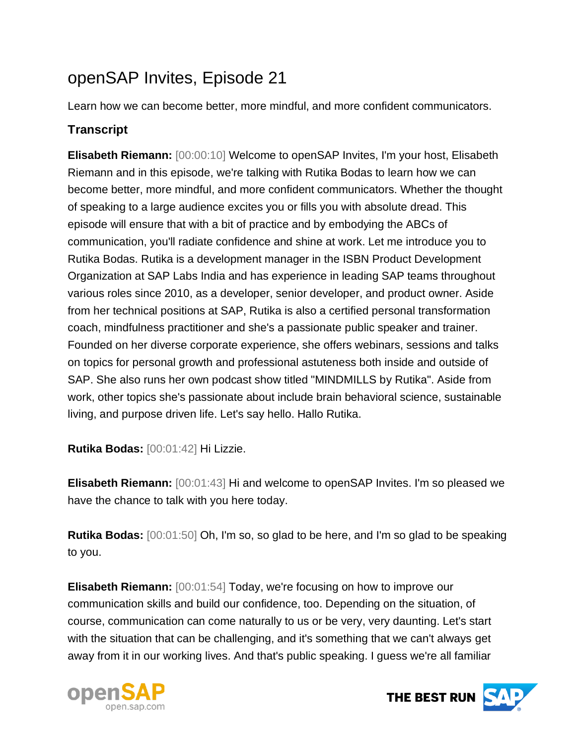# openSAP Invites, Episode 21

Learn how we can become better, more mindful, and more confident communicators.

### Transcript

**Elisabeth Riemann:** [00:00:10] Welcome to openSAP Invites, I'm your host, Elisabeth Riemann and in this episode, we're talking with Rutika Bodas to learn how we can become better, more mindful, and more confident communicators. Whether the thought of speaking to a large audience excites you or fills you with absolute dread. This episode will ensure that with a bit of practice and by embodying the ABCs of communication, you'll radiate confidence and shine at work. Let me introduce you to Rutika Bodas. Rutika is a development manager in the ISBN Product Development Organization at SAP Labs India and has experience in leading SAP teams throughout various roles since 2010, as a developer, senior developer, and product owner. Aside from her technical positions at SAP, Rutika is also a certified personal transformation coach, mindfulness practitioner and she's a passionate public speaker and trainer. Founded on her diverse corporate experience, she offers webinars, sessions and talks on topics for personal growth and professional astuteness both inside and outside of SAP. She also runs her own podcast show titled "MINDMILLS by Rutika". Aside from work, other topics she's passionate about include brain behavioral science, sustainable living, and purpose driven life. Let's say hello. Hallo Rutika.

**Rutika Bodas:** [00:01:42] Hi Lizzie.

**Elisabeth Riemann:** [00:01:43] Hi and welcome to openSAP Invites. I'm so pleased we have the chance to talk with you here today.

**Rutika Bodas:** [00:01:50] Oh, I'm so, so glad to be here, and I'm so glad to be speaking to you.

**Elisabeth Riemann:** [00:01:54] Today, we're focusing on how to improve our communication skills and build our confidence, too. Depending on the situation, of course, communication can come naturally to us or be very, very daunting. Let's start with the situation that can be challenging, and it's something that we can't always get away from it in our working lives. And that's public speaking. I guess we're all familiar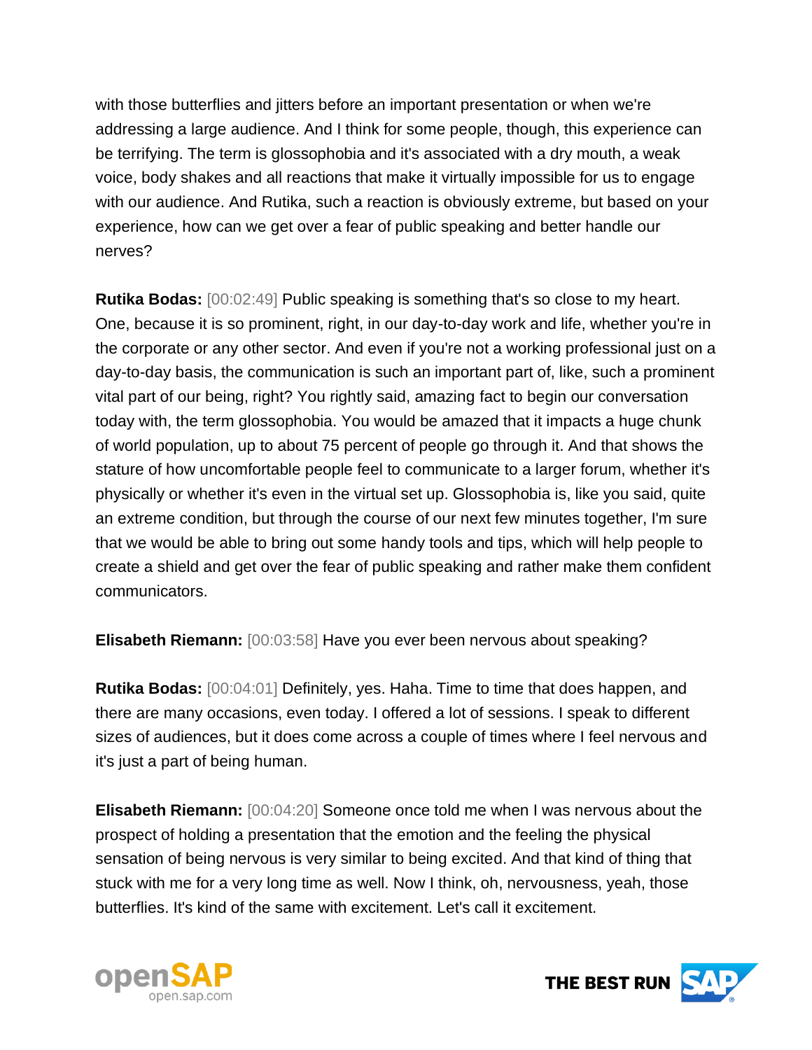with those butterflies and jitters before an important presentation or when we're addressing a large audience. And I think for some people, though, this experience can be terrifying. The term is glossophobia and it's associated with a dry mouth, a weak voice, body shakes and all reactions that make it virtually impossible for us to engage with our audience. And Rutika, such a reaction is obviously extreme, but based on your experience, how can we get over a fear of public speaking and better handle our nerves?

**Rutika Bodas:** [00:02:49] Public speaking is something that's so close to my heart. One, because it is so prominent, right, in our day-to-day work and life, whether you're in the corporate or any other sector. And even if you're not a working professional just on a day-to-day basis, the communication is such an important part of, like, such a prominent vital part of our being, right? You rightly said, amazing fact to begin our conversation today with, the term glossophobia. You would be amazed that it impacts a huge chunk of world population, up to about 75 percent of people go through it. And that shows the stature of how uncomfortable people feel to communicate to a larger forum, whether it's physically or whether it's even in the virtual set up. Glossophobia is, like you said, quite an extreme condition, but through the course of our next few minutes together, I'm sure that we would be able to bring out some handy tools and tips, which will help people to create a shield and get over the fear of public speaking and rather make them confident communicators.

**Elisabeth Riemann:** [00:03:58] Have you ever been nervous about speaking?

**Rutika Bodas:** [00:04:01] Definitely, yes. Haha. Time to time that does happen, and there are many occasions, even today. I offered a lot of sessions. I speak to different sizes of audiences, but it does come across a couple of times where I feel nervous and it's just a part of being human.

**Elisabeth Riemann:** [00:04:20] Someone once told me when I was nervous about the prospect of holding a presentation that the emotion and the feeling the physical sensation of being nervous is very similar to being excited. And that kind of thing that stuck with me for a very long time as well. Now I think, oh, nervousness, yeah, those butterflies. It's kind of the same with excitement. Let's call it excitement.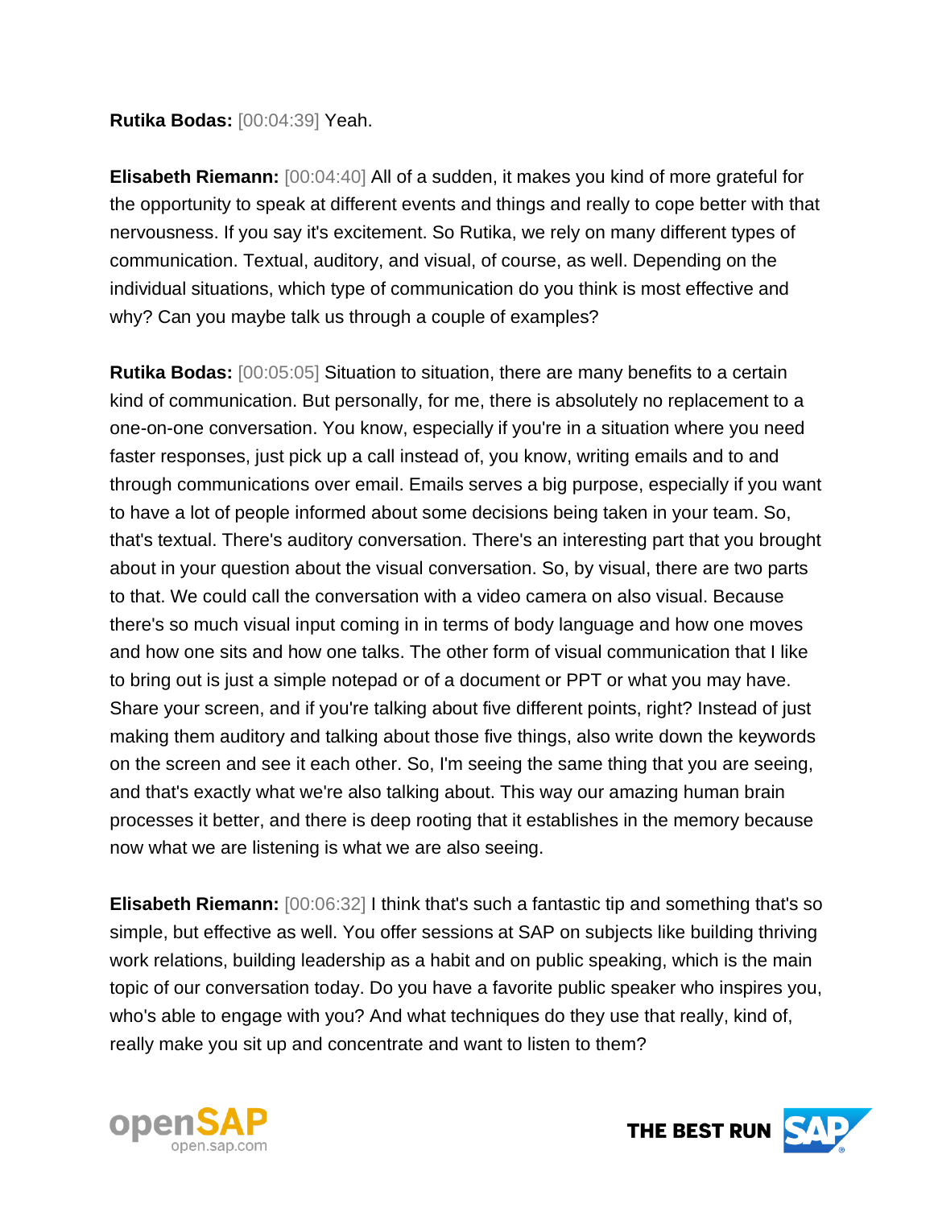**Rutika Bodas:** [00:04:39] Yeah.

**Elisabeth Riemann:** [00:04:40] All of a sudden, it makes you kind of more grateful for the opportunity to speak at different events and things and really to cope better with that nervousness. If you say it's excitement. So Rutika, we rely on many different types of communication. Textual, auditory, and visual, of course, as well. Depending on the individual situations, which type of communication do you think is most effective and why? Can you maybe talk us through a couple of examples?

**Rutika Bodas:** [00:05:05] Situation to situation, there are many benefits to a certain kind of communication. But personally, for me, there is absolutely no replacement to a one-on-one conversation. You know, especially if you're in a situation where you need faster responses, just pick up a call instead of, you know, writing emails and to and through communications over email. Emails serves a big purpose, especially if you want to have a lot of people informed about some decisions being taken in your team. So, that's textual. There's auditory conversation. There's an interesting part that you brought about in your question about the visual conversation. So, by visual, there are two parts to that. We could call the conversation with a video camera on also visual. Because there's so much visual input coming in in terms of body language and how one moves and how one sits and how one talks. The other form of visual communication that I like to bring out is just a simple notepad or of a document or PPT or what you may have. Share your screen, and if you're talking about five different points, right? Instead of just making them auditory and talking about those five things, also write down the keywords on the screen and see it each other. So, I'm seeing the same thing that you are seeing, and that's exactly what we're also talking about. This way our amazing human brain processes it better, and there is deep rooting that it establishes in the memory because now what we are listening is what we are also seeing.

**Elisabeth Riemann:** [00:06:32] I think that's such a fantastic tip and something that's so simple, but effective as well. You offer sessions at SAP on subjects like building thriving work relations, building leadership as a habit and on public speaking, which is the main topic of our conversation today. Do you have a favorite public speaker who inspires you, who's able to engage with you? And what techniques do they use that really, kind of, really make you sit up and concentrate and want to listen to them?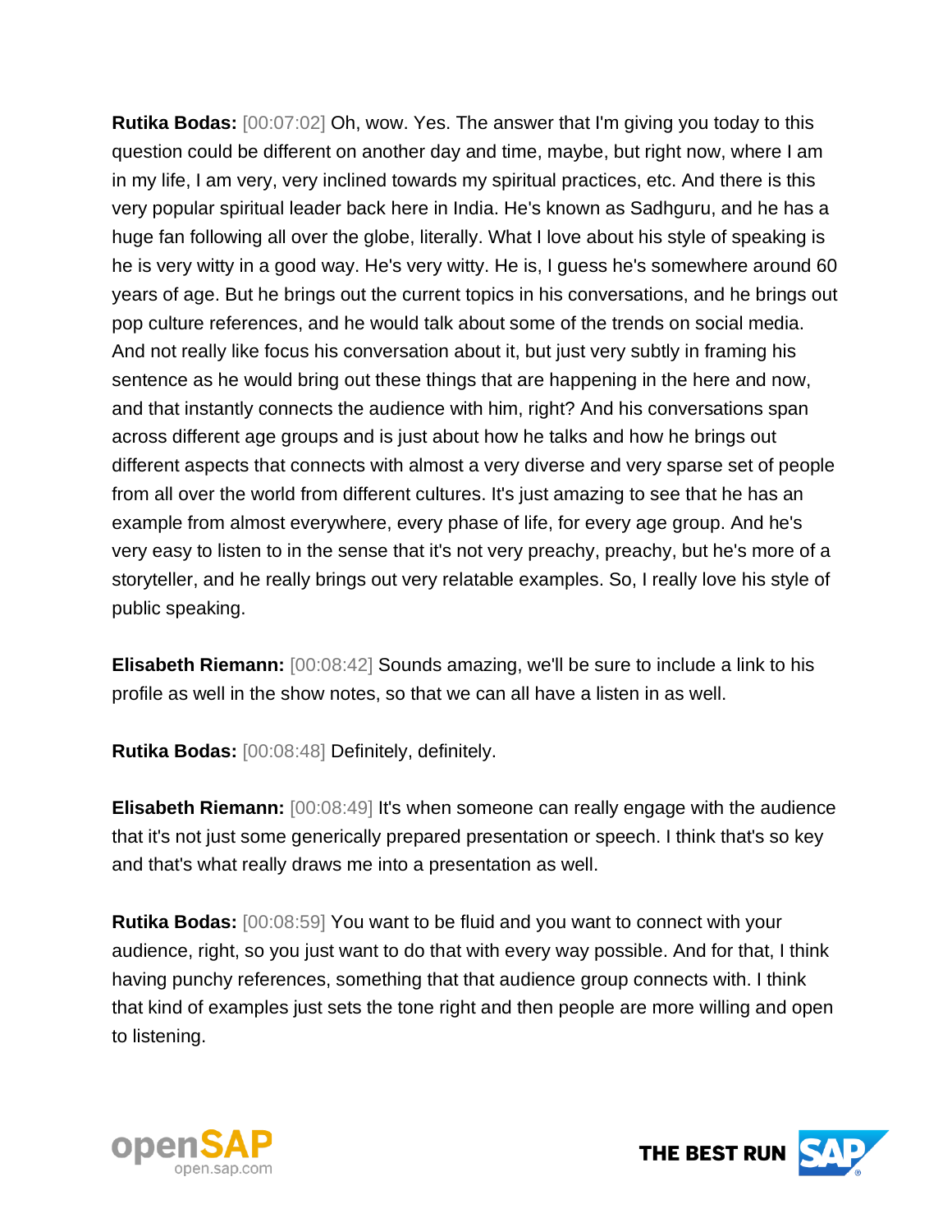**Rutika Bodas:** [00:07:02] Oh, wow. Yes. The answer that I'm giving you today to this question could be different on another day and time, maybe, but right now, where I am in my life, I am very, very inclined towards my spiritual practices, etc. And there is this very popular spiritual leader back here in India. He's known as Sadhguru, and he has a huge fan following all over the globe, literally. What I love about his style of speaking is he is very witty in a good way. He's very witty. He is, I guess he's somewhere around 60 years of age. But he brings out the current topics in his conversations, and he brings out pop culture references, and he would talk about some of the trends on social media. And not really like focus his conversation about it, but just very subtly in framing his sentence as he would bring out these things that are happening in the here and now, and that instantly connects the audience with him, right? And his conversations span across different age groups and is just about how he talks and how he brings out different aspects that connects with almost a very diverse and very sparse set of people from all over the world from different cultures. It's just amazing to see that he has an example from almost everywhere, every phase of life, for every age group. And he's very easy to listen to in the sense that it's not very preachy, preachy, but he's more of a storyteller, and he really brings out very relatable examples. So, I really love his style of public speaking.

**Elisabeth Riemann:** [00:08:42] Sounds amazing, we'll be sure to include a link to his profile as well in the show notes, so that we can all have a listen in as well.

**Rutika Bodas:** [00:08:48] Definitely, definitely.

**Elisabeth Riemann:** [00:08:49] It's when someone can really engage with the audience that it's not just some generically prepared presentation or speech. I think that's so key and that's what really draws me into a presentation as well.

**Rutika Bodas:** [00:08:59] You want to be fluid and you want to connect with your audience, right, so you just want to do that with every way possible. And for that, I think having punchy references, something that that audience group connects with. I think that kind of examples just sets the tone right and then people are more willing and open to listening.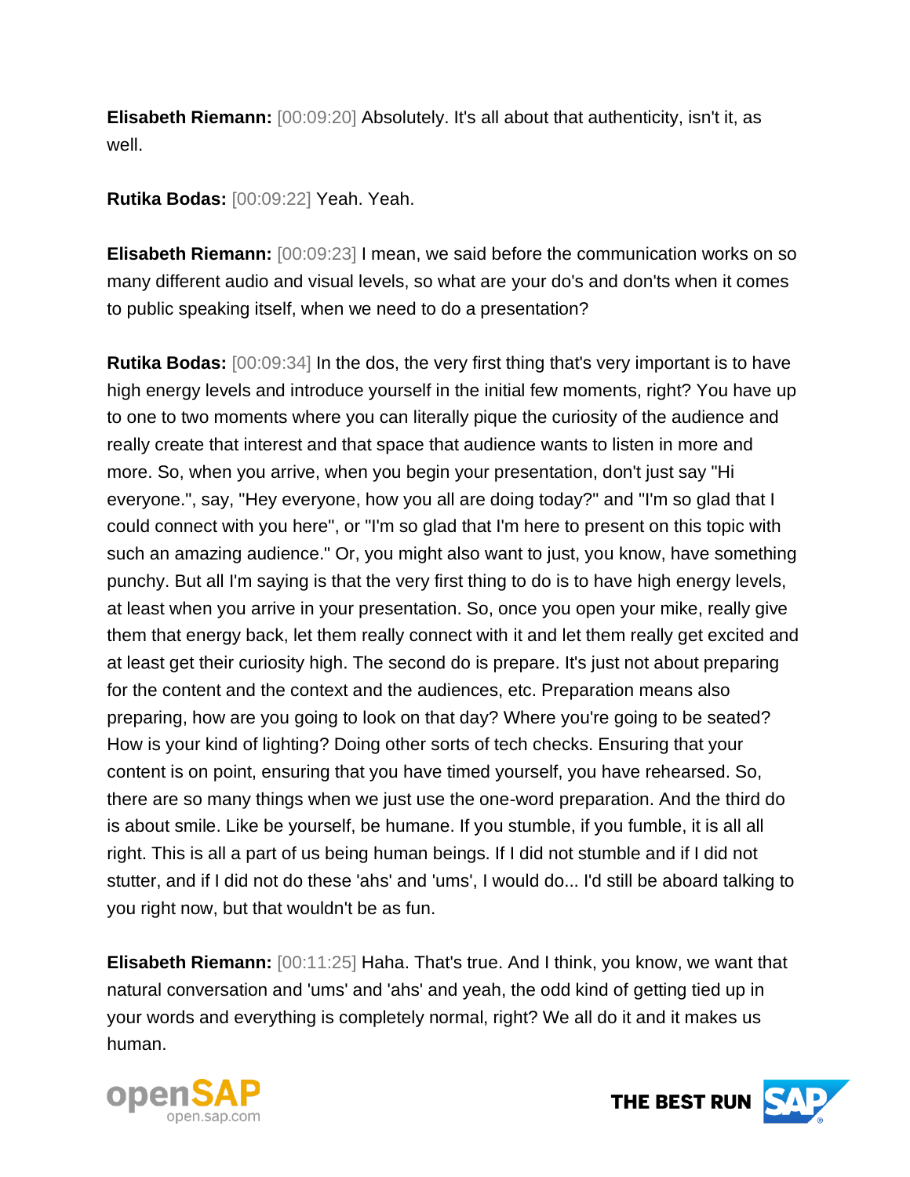**Elisabeth Riemann:** [00:09:20] Absolutely. It's all about that authenticity, isn't it, as well.

**Rutika Bodas:** [00:09:22] Yeah. Yeah.

**Elisabeth Riemann:** [00:09:23] I mean, we said before the communication works on so many different audio and visual levels, so what are your do's and don'ts when it comes to public speaking itself, when we need to do a presentation?

**Rutika Bodas:** [00:09:34] In the dos, the very first thing that's very important is to have high energy levels and introduce yourself in the initial few moments, right? You have up to one to two moments where you can literally pique the curiosity of the audience and really create that interest and that space that audience wants to listen in more and more. So, when you arrive, when you begin your presentation, don't just say "Hi everyone.", say, "Hey everyone, how you all are doing today?" and "I'm so glad that I could connect with you here", or "I'm so glad that I'm here to present on this topic with such an amazing audience." Or, you might also want to just, you know, have something punchy. But all I'm saying is that the very first thing to do is to have high energy levels, at least when you arrive in your presentation. So, once you open your mike, really give them that energy back, let them really connect with it and let them really get excited and at least get their curiosity high. The second do is prepare. It's just not about preparing for the content and the context and the audiences, etc. Preparation means also preparing, how are you going to look on that day? Where you're going to be seated? How is your kind of lighting? Doing other sorts of tech checks. Ensuring that your content is on point, ensuring that you have timed yourself, you have rehearsed. So, there are so many things when we just use the one-word preparation. And the third do is about smile. Like be yourself, be humane. If you stumble, if you fumble, it is all all right. This is all a part of us being human beings. If I did not stumble and if I did not stutter, and if I did not do these 'ahs' and 'ums', I would do... I'd still be aboard talking to you right now, but that wouldn't be as fun.

**Elisabeth Riemann:** [00:11:25] Haha. That's true. And I think, you know, we want that natural conversation and 'ums' and 'ahs' and yeah, the odd kind of getting tied up in your words and everything is completely normal, right? We all do it and it makes us human.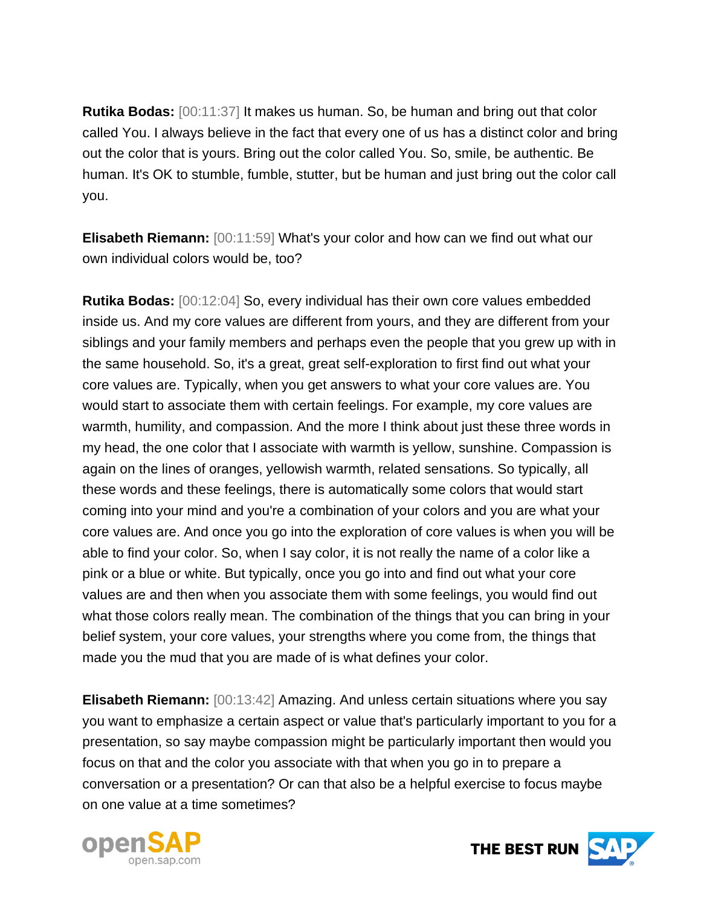**Rutika Bodas:** [00:11:37] It makes us human. So, be human and bring out that color called You. I always believe in the fact that every one of us has a distinct color and bring out the color that is yours. Bring out the color called You. So, smile, be authentic. Be human. It's OK to stumble, fumble, stutter, but be human and just bring out the color call you.

**Elisabeth Riemann:** [00:11:59] What's your color and how can we find out what our own individual colors would be, too?

**Rutika Bodas:** [00:12:04] So, every individual has their own core values embedded inside us. And my core values are different from yours, and they are different from your siblings and your family members and perhaps even the people that you grew up with in the same household. So, it's a great, great self-exploration to first find out what your core values are. Typically, when you get answers to what your core values are. You would start to associate them with certain feelings. For example, my core values are warmth, humility, and compassion. And the more I think about just these three words in my head, the one color that I associate with warmth is yellow, sunshine. Compassion is again on the lines of oranges, yellowish warmth, related sensations. So typically, all these words and these feelings, there is automatically some colors that would start coming into your mind and you're a combination of your colors and you are what your core values are. And once you go into the exploration of core values is when you will be able to find your color. So, when I say color, it is not really the name of a color like a pink or a blue or white. But typically, once you go into and find out what your core values are and then when you associate them with some feelings, you would find out what those colors really mean. The combination of the things that you can bring in your belief system, your core values, your strengths where you come from, the things that made you the mud that you are made of is what defines your color.

**Elisabeth Riemann:** [00:13:42] Amazing. And unless certain situations where you say you want to emphasize a certain aspect or value that's particularly important to you for a presentation, so say maybe compassion might be particularly important then would you focus on that and the color you associate with that when you go in to prepare a conversation or a presentation? Or can that also be a helpful exercise to focus maybe on one value at a time sometimes?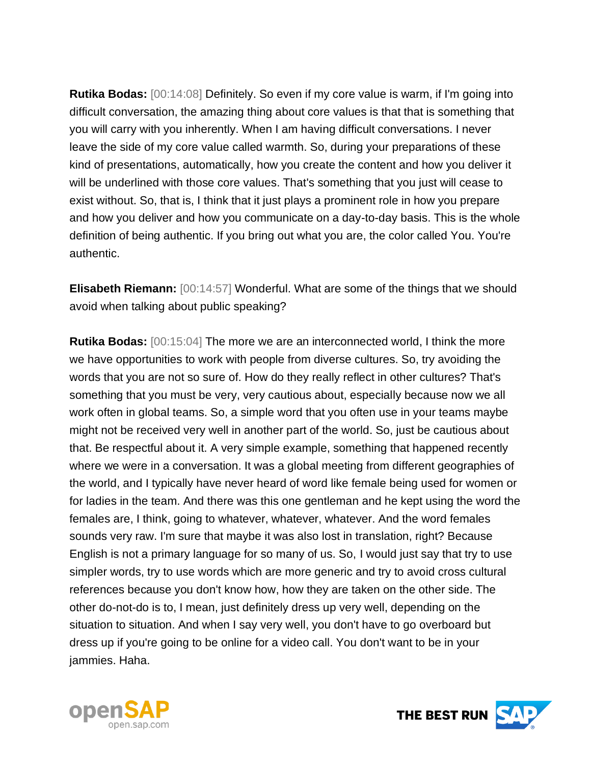**Rutika Bodas:** [00:14:08] Definitely. So even if my core value is warm, if I'm going into difficult conversation, the amazing thing about core values is that that is something that you will carry with you inherently. When I am having difficult conversations. I never leave the side of my core value called warmth. So, during your preparations of these kind of presentations, automatically, how you create the content and how you deliver it will be underlined with those core values. That's something that you just will cease to exist without. So, that is, I think that it just plays a prominent role in how you prepare and how you deliver and how you communicate on a day-to-day basis. This is the whole definition of being authentic. If you bring out what you are, the color called You. You're authentic.

**Elisabeth Riemann:** [00:14:57] Wonderful. What are some of the things that we should avoid when talking about public speaking?

**Rutika Bodas:** [00:15:04] The more we are an interconnected world, I think the more we have opportunities to work with people from diverse cultures. So, try avoiding the words that you are not so sure of. How do they really reflect in other cultures? That's something that you must be very, very cautious about, especially because now we all work often in global teams. So, a simple word that you often use in your teams maybe might not be received very well in another part of the world. So, just be cautious about that. Be respectful about it. A very simple example, something that happened recently where we were in a conversation. It was a global meeting from different geographies of the world, and I typically have never heard of word like female being used for women or for ladies in the team. And there was this one gentleman and he kept using the word the females are, I think, going to whatever, whatever, whatever. And the word females sounds very raw. I'm sure that maybe it was also lost in translation, right? Because English is not a primary language for so many of us. So, I would just say that try to use simpler words, try to use words which are more generic and try to avoid cross cultural references because you don't know how, how they are taken on the other side. The other do-not-do is to, I mean, just definitely dress up very well, depending on the situation to situation. And when I say very well, you don't have to go overboard but dress up if you're going to be online for a video call. You don't want to be in your jammies. Haha.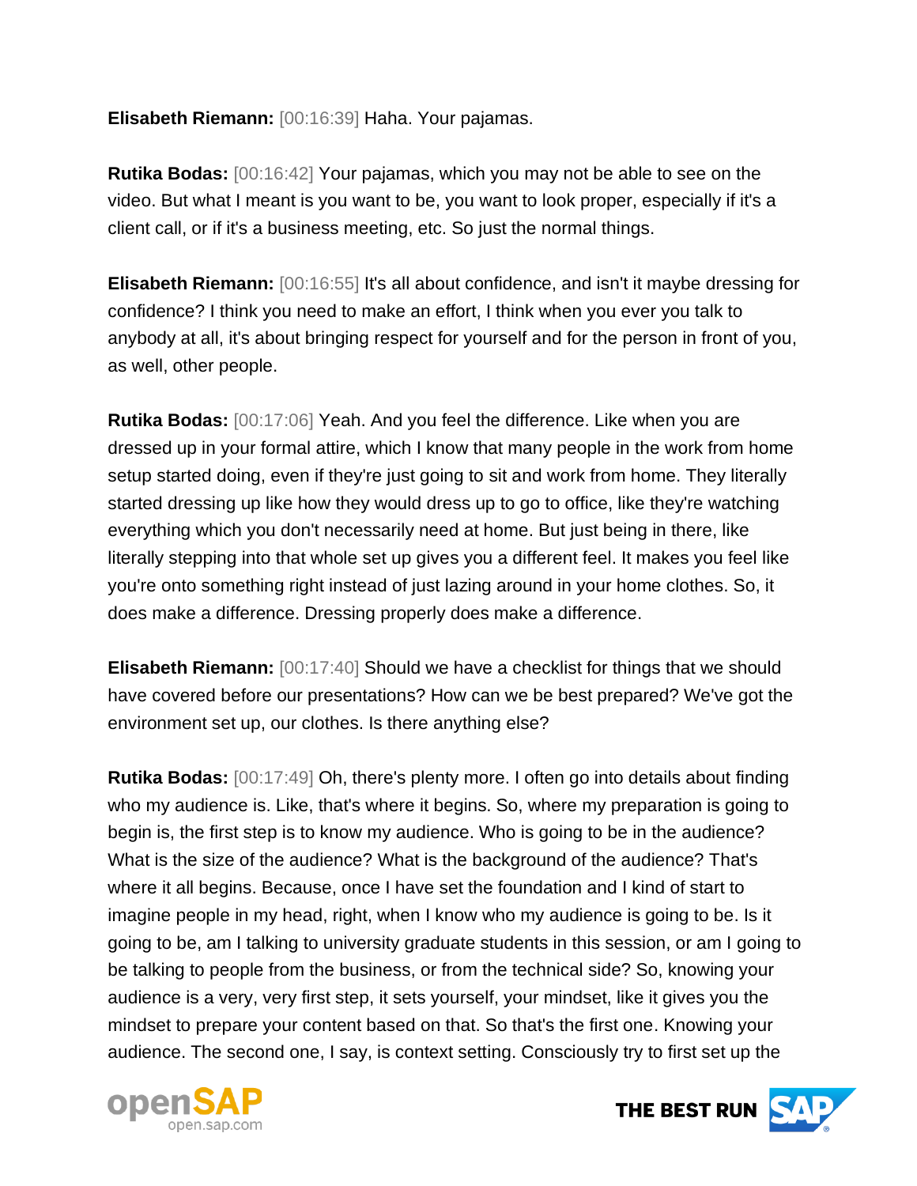**Elisabeth Riemann:** [00:16:39] Haha. Your pajamas.

**Rutika Bodas:** [00:16:42] Your pajamas, which you may not be able to see on the video. But what I meant is you want to be, you want to look proper, especially if it's a client call, or if it's a business meeting, etc. So just the normal things.

**Elisabeth Riemann:** [00:16:55] It's all about confidence, and isn't it maybe dressing for confidence? I think you need to make an effort, I think when you ever you talk to anybody at all, it's about bringing respect for yourself and for the person in front of you, as well, other people.

**Rutika Bodas:** [00:17:06] Yeah. And you feel the difference. Like when you are dressed up in your formal attire, which I know that many people in the work from home setup started doing, even if they're just going to sit and work from home. They literally started dressing up like how they would dress up to go to office, like they're watching everything which you don't necessarily need at home. But just being in there, like literally stepping into that whole set up gives you a different feel. It makes you feel like you're onto something right instead of just lazing around in your home clothes. So, it does make a difference. Dressing properly does make a difference.

**Elisabeth Riemann:** [00:17:40] Should we have a checklist for things that we should have covered before our presentations? How can we be best prepared? We've got the environment set up, our clothes. Is there anything else?

**Rutika Bodas:** [00:17:49] Oh, there's plenty more. I often go into details about finding who my audience is. Like, that's where it begins. So, where my preparation is going to begin is, the first step is to know my audience. Who is going to be in the audience? What is the size of the audience? What is the background of the audience? That's where it all begins. Because, once I have set the foundation and I kind of start to imagine people in my head, right, when I know who my audience is going to be. Is it going to be, am I talking to university graduate students in this session, or am I going to be talking to people from the business, or from the technical side? So, knowing your audience is a very, very first step, it sets yourself, your mindset, like it gives you the mindset to prepare your content based on that. So that's the first one. Knowing your audience. The second one, I say, is context setting. Consciously try to first set up the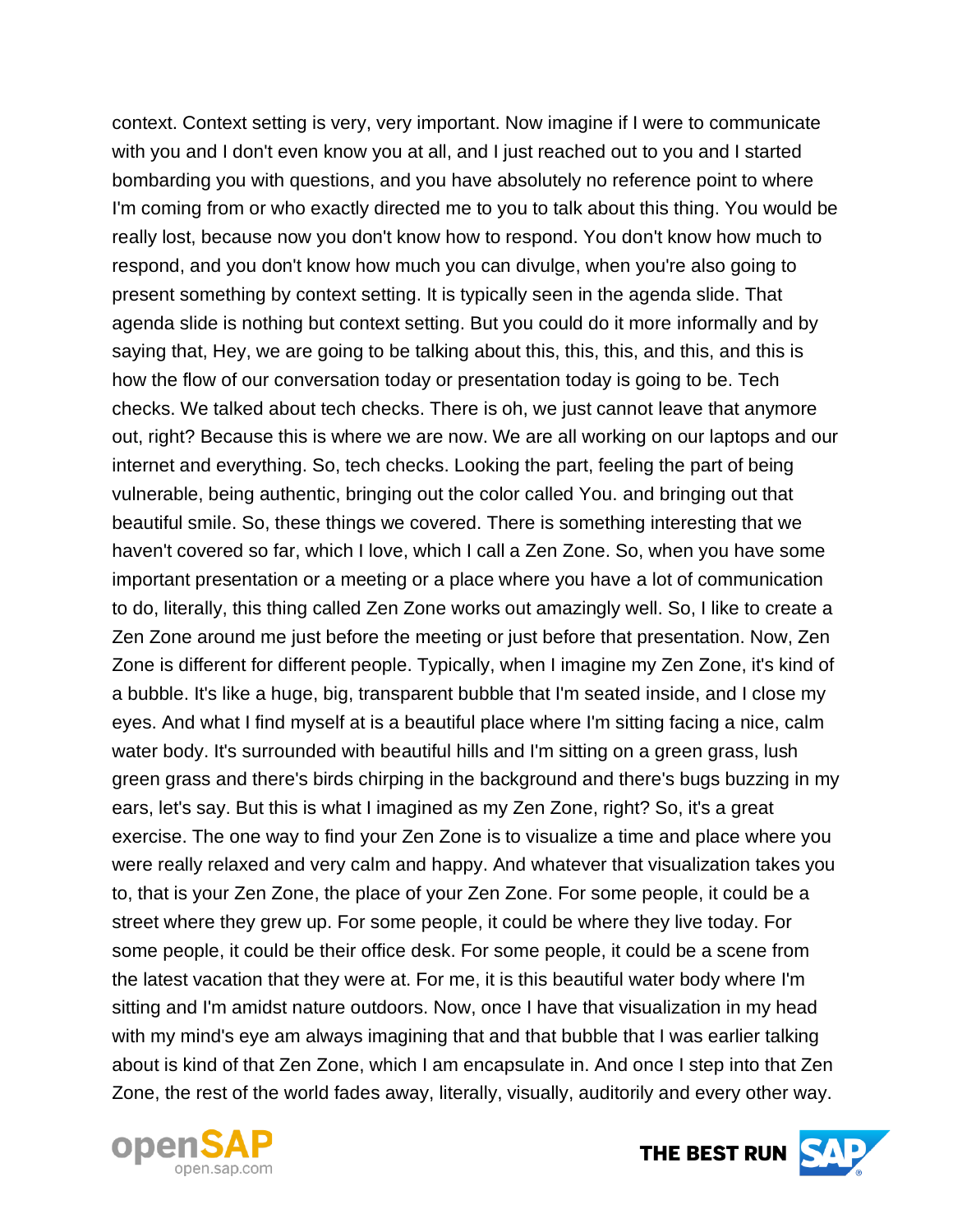context. Context setting is very, very important. Now imagine if I were to communicate with you and I don't even know you at all, and I just reached out to you and I started bombarding you with questions, and you have absolutely no reference point to where I'm coming from or who exactly directed me to you to talk about this thing. You would be really lost, because now you don't know how to respond. You don't know how much to respond, and you don't know how much you can divulge, when you're also going to present something by context setting. It is typically seen in the agenda slide. That agenda slide is nothing but context setting. But you could do it more informally and by saying that, Hey, we are going to be talking about this, this, this, and this, and this is how the flow of our conversation today or presentation today is going to be. Tech checks. We talked about tech checks. There is oh, we just cannot leave that anymore out, right? Because this is where we are now. We are all working on our laptops and our internet and everything. So, tech checks. Looking the part, feeling the part of being vulnerable, being authentic, bringing out the color called You. and bringing out that beautiful smile. So, these things we covered. There is something interesting that we haven't covered so far, which I love, which I call a Zen Zone. So, when you have some important presentation or a meeting or a place where you have a lot of communication to do, literally, this thing called Zen Zone works out amazingly well. So, I like to create a Zen Zone around me just before the meeting or just before that presentation. Now, Zen Zone is different for different people. Typically, when I imagine my Zen Zone, it's kind of a bubble. It's like a huge, big, transparent bubble that I'm seated inside, and I close my eyes. And what I find myself at is a beautiful place where I'm sitting facing a nice, calm water body. It's surrounded with beautiful hills and I'm sitting on a green grass, lush green grass and there's birds chirping in the background and there's bugs buzzing in my ears, let's say. But this is what I imagined as my Zen Zone, right? So, it's a great exercise. The one way to find your Zen Zone is to visualize a time and place where you were really relaxed and very calm and happy. And whatever that visualization takes you to, that is your Zen Zone, the place of your Zen Zone. For some people, it could be a street where they grew up. For some people, it could be where they live today. For some people, it could be their office desk. For some people, it could be a scene from the latest vacation that they were at. For me, it is this beautiful water body where I'm sitting and I'm amidst nature outdoors. Now, once I have that visualization in my head with my mind's eye am always imagining that and that bubble that I was earlier talking about is kind of that Zen Zone, which I am encapsulate in. And once I step into that Zen Zone, the rest of the world fades away, literally, visually, auditorily and every other way.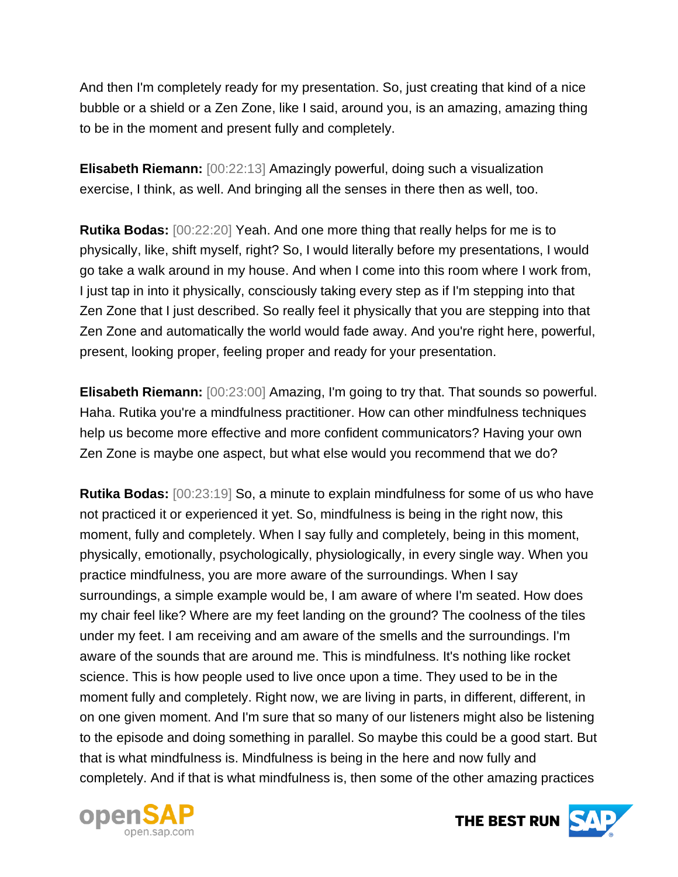And then I'm completely ready for my presentation. So, just creating that kind of a nice bubble or a shield or a Zen Zone, like I said, around you, is an amazing, amazing thing to be in the moment and present fully and completely.

**Elisabeth Riemann:** [00:22:13] Amazingly powerful, doing such a visualization exercise, I think, as well. And bringing all the senses in there then as well, too.

**Rutika Bodas:** [00:22:20] Yeah. And one more thing that really helps for me is to physically, like, shift myself, right? So, I would literally before my presentations, I would go take a walk around in my house. And when I come into this room where I work from, I just tap in into it physically, consciously taking every step as if I'm stepping into that Zen Zone that I just described. So really feel it physically that you are stepping into that Zen Zone and automatically the world would fade away. And you're right here, powerful, present, looking proper, feeling proper and ready for your presentation.

**Elisabeth Riemann:** [00:23:00] Amazing, I'm going to try that. That sounds so powerful. Haha. Rutika you're a mindfulness practitioner. How can other mindfulness techniques help us become more effective and more confident communicators? Having your own Zen Zone is maybe one aspect, but what else would you recommend that we do?

**Rutika Bodas:** [00:23:19] So, a minute to explain mindfulness for some of us who have not practiced it or experienced it yet. So, mindfulness is being in the right now, this moment, fully and completely. When I say fully and completely, being in this moment, physically, emotionally, psychologically, physiologically, in every single way. When you practice mindfulness, you are more aware of the surroundings. When I say surroundings, a simple example would be, I am aware of where I'm seated. How does my chair feel like? Where are my feet landing on the ground? The coolness of the tiles under my feet. I am receiving and am aware of the smells and the surroundings. I'm aware of the sounds that are around me. This is mindfulness. It's nothing like rocket science. This is how people used to live once upon a time. They used to be in the moment fully and completely. Right now, we are living in parts, in different, different, in on one given moment. And I'm sure that so many of our listeners might also be listening to the episode and doing something in parallel. So maybe this could be a good start. But that is what mindfulness is. Mindfulness is being in the here and now fully and completely. And if that is what mindfulness is, then some of the other amazing practices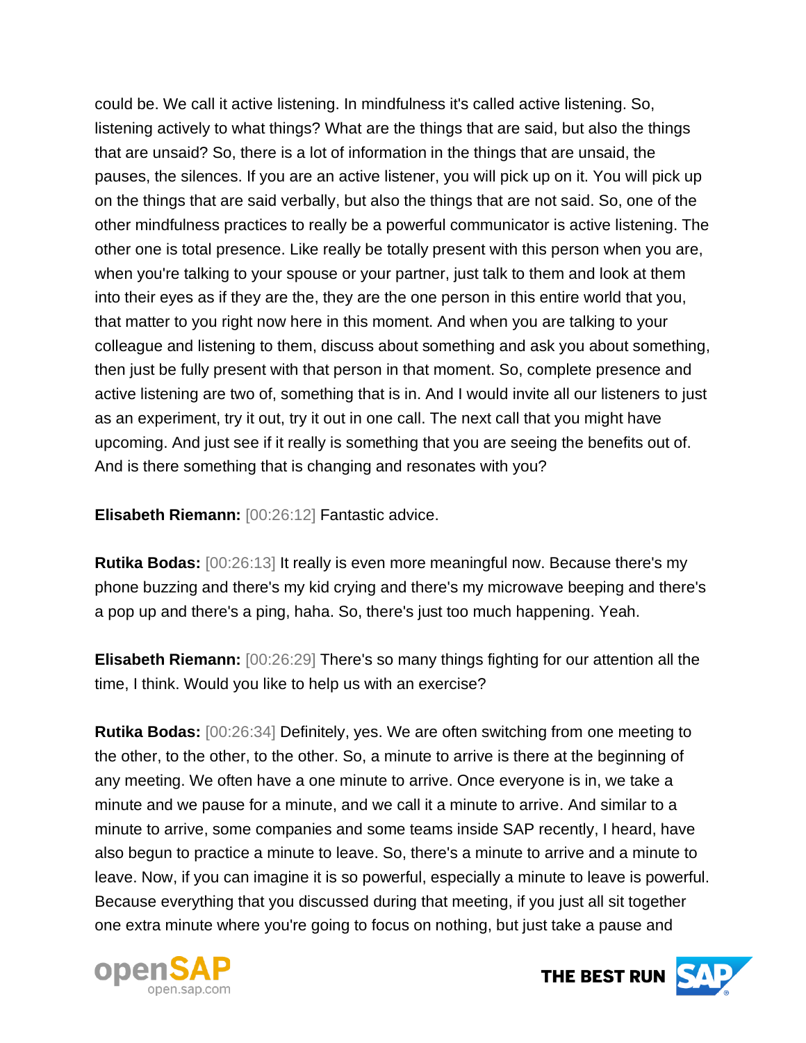could be. We call it active listening. In mindfulness it's called active listening. So, listening actively to what things? What are the things that are said, but also the things that are unsaid? So, there is a lot of information in the things that are unsaid, the pauses, the silences. If you are an active listener, you will pick up on it. You will pick up on the things that are said verbally, but also the things that are not said. So, one of the other mindfulness practices to really be a powerful communicator is active listening. The other one is total presence. Like really be totally present with this person when you are, when you're talking to your spouse or your partner, just talk to them and look at them into their eyes as if they are the, they are the one person in this entire world that you, that matter to you right now here in this moment. And when you are talking to your colleague and listening to them, discuss about something and ask you about something, then just be fully present with that person in that moment. So, complete presence and active listening are two of, something that is in. And I would invite all our listeners to just as an experiment, try it out, try it out in one call. The next call that you might have upcoming. And just see if it really is something that you are seeing the benefits out of. And is there something that is changing and resonates with you?

**Elisabeth Riemann:** [00:26:12] Fantastic advice.

**Rutika Bodas:** [00:26:13] It really is even more meaningful now. Because there's my phone buzzing and there's my kid crying and there's my microwave beeping and there's a pop up and there's a ping, haha. So, there's just too much happening. Yeah.

**Elisabeth Riemann:** [00:26:29] There's so many things fighting for our attention all the time, I think. Would you like to help us with an exercise?

**Rutika Bodas:** [00:26:34] Definitely, yes. We are often switching from one meeting to the other, to the other, to the other. So, a minute to arrive is there at the beginning of any meeting. We often have a one minute to arrive. Once everyone is in, we take a minute and we pause for a minute, and we call it a minute to arrive. And similar to a minute to arrive, some companies and some teams inside SAP recently, I heard, have also begun to practice a minute to leave. So, there's a minute to arrive and a minute to leave. Now, if you can imagine it is so powerful, especially a minute to leave is powerful. Because everything that you discussed during that meeting, if you just all sit together one extra minute where you're going to focus on nothing, but just take a pause and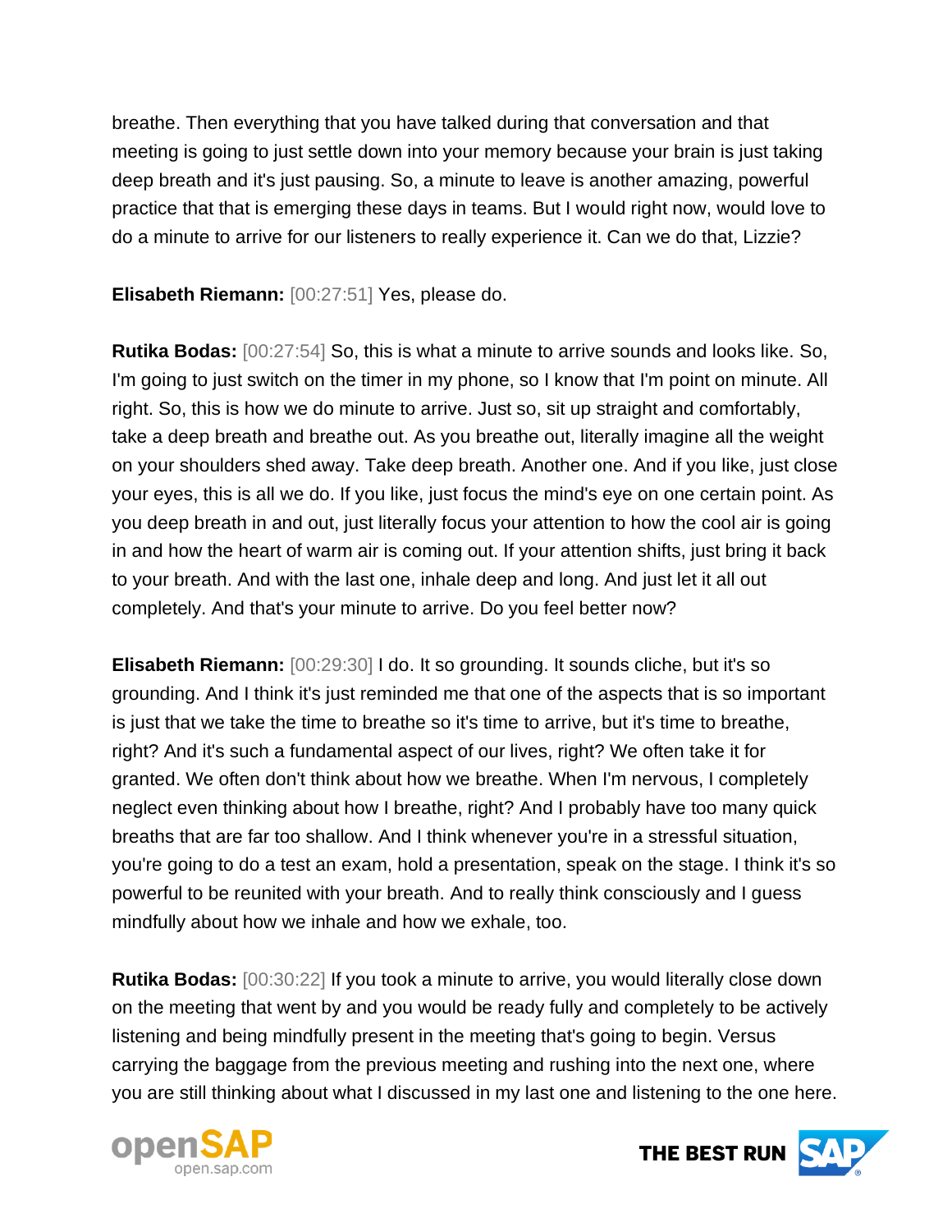breathe. Then everything that you have talked during that conversation and that meeting is going to just settle down into your memory because your brain is just taking deep breath and it's just pausing. So, a minute to leave is another amazing, powerful practice that that is emerging these days in teams. But I would right now, would love to do a minute to arrive for our listeners to really experience it. Can we do that, Lizzie?

**Elisabeth Riemann:** [00:27:51] Yes, please do.

**Rutika Bodas:** [00:27:54] So, this is what a minute to arrive sounds and looks like. So, I'm going to just switch on the timer in my phone, so I know that I'm point on minute. All right. So, this is how we do minute to arrive. Just so, sit up straight and comfortably, take a deep breath and breathe out. As you breathe out, literally imagine all the weight on your shoulders shed away. Take deep breath. Another one. And if you like, just close your eyes, this is all we do. If you like, just focus the mind's eye on one certain point. As you deep breath in and out, just literally focus your attention to how the cool air is going in and how the heart of warm air is coming out. If your attention shifts, just bring it back to your breath. And with the last one, inhale deep and long. And just let it all out completely. And that's your minute to arrive. Do you feel better now?

**Elisabeth Riemann:** [00:29:30] I do. It so grounding. It sounds cliche, but it's so grounding. And I think it's just reminded me that one of the aspects that is so important is just that we take the time to breathe so it's time to arrive, but it's time to breathe, right? And it's such a fundamental aspect of our lives, right? We often take it for granted. We often don't think about how we breathe. When I'm nervous, I completely neglect even thinking about how I breathe, right? And I probably have too many quick breaths that are far too shallow. And I think whenever you're in a stressful situation, you're going to do a test an exam, hold a presentation, speak on the stage. I think it's so powerful to be reunited with your breath. And to really think consciously and I guess mindfully about how we inhale and how we exhale, too.

**Rutika Bodas:** [00:30:22] If you took a minute to arrive, you would literally close down on the meeting that went by and you would be ready fully and completely to be actively listening and being mindfully present in the meeting that's going to begin. Versus carrying the baggage from the previous meeting and rushing into the next one, where you are still thinking about what I discussed in my last one and listening to the one here.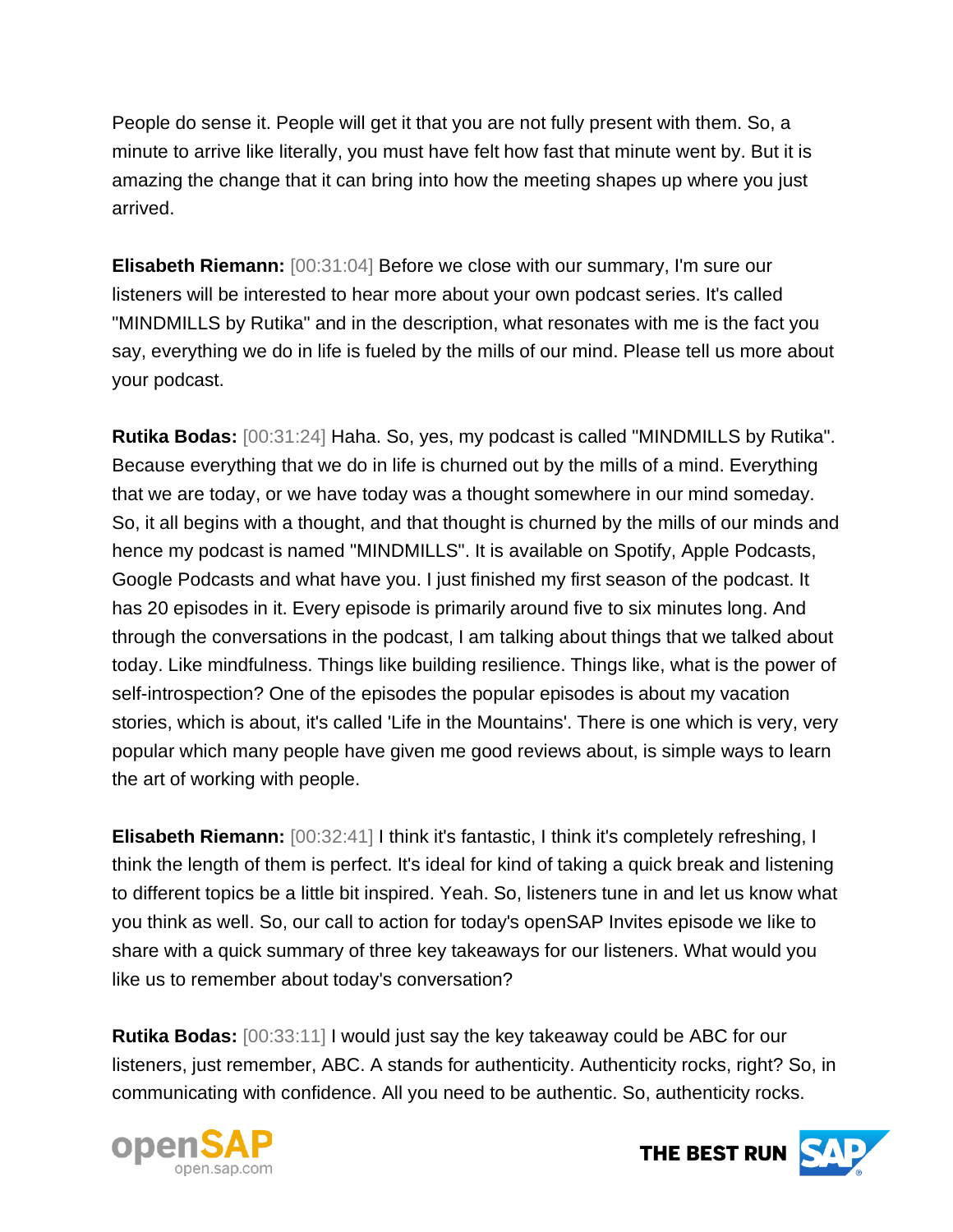People do sense it. People will get it that you are not fully present with them. So, a minute to arrive like literally, you must have felt how fast that minute went by. But it is amazing the change that it can bring into how the meeting shapes up where you just arrived.

**Elisabeth Riemann:** [00:31:04] Before we close with our summary, I'm sure our listeners will be interested to hear more about your own podcast series. It's called "MINDMILLS by Rutika" and in the description, what resonates with me is the fact you say, everything we do in life is fueled by the mills of our mind. Please tell us more about your podcast.

**Rutika Bodas:** [00:31:24] Haha. So, yes, my podcast is called "MINDMILLS by Rutika". Because everything that we do in life is churned out by the mills of a mind. Everything that we are today, or we have today was a thought somewhere in our mind someday. So, it all begins with a thought, and that thought is churned by the mills of our minds and hence my podcast is named "MINDMILLS". It is available on Spotify, Apple Podcasts, Google Podcasts and what have you. I just finished my first season of the podcast. It has 20 episodes in it. Every episode is primarily around five to six minutes long. And through the conversations in the podcast, I am talking about things that we talked about today. Like mindfulness. Things like building resilience. Things like, what is the power of self-introspection? One of the episodes the popular episodes is about my vacation stories, which is about, it's called 'Life in the Mountains'. There is one which is very, very popular which many people have given me good reviews about, is simple ways to learn the art of working with people.

**Elisabeth Riemann:** [00:32:41] I think it's fantastic, I think it's completely refreshing, I think the length of them is perfect. It's ideal for kind of taking a quick break and listening to different topics be a little bit inspired. Yeah. So, listeners tune in and let us know what you think as well. So, our call to action for today's openSAP Invites episode we like to share with a quick summary of three key takeaways for our listeners. What would you like us to remember about today's conversation?

**Rutika Bodas:** [00:33:11] I would just say the key takeaway could be ABC for our listeners, just remember, ABC. A stands for authenticity. Authenticity rocks, right? So, in communicating with confidence. All you need to be authentic. So, authenticity rocks.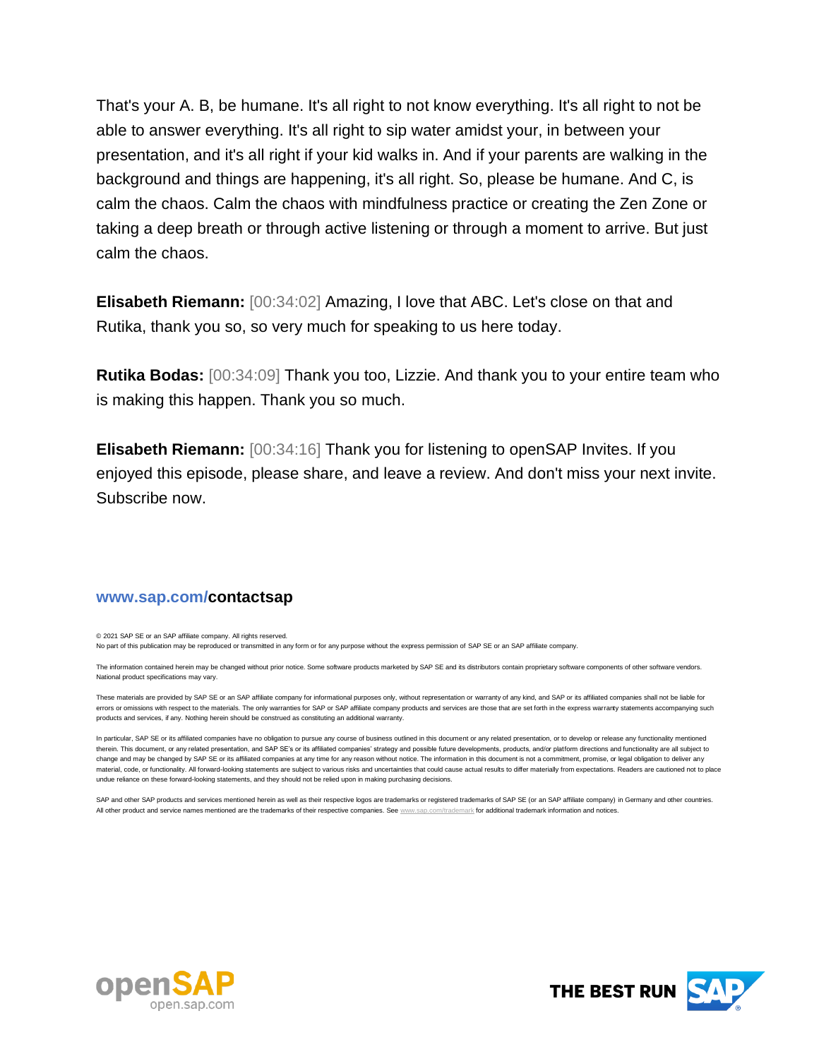That's your A. B, be humane. It's all right to not know everything. It's all right to not be able to answer everything. It's all right to sip water amidst your, in between your presentation, and it's all right if your kid walks in. And if your parents are walking in the background and things are happening, it's all right. So, please be humane. And C, is calm the chaos. Calm the chaos with mindfulness practice or creating the Zen Zone or taking a deep breath or through active listening or through a moment to arrive. But just calm the chaos.

**Elisabeth Riemann:** [00:34:02] Amazing, I love that ABC. Let's close on that and Rutika, thank you so, so very much for speaking to us here today.

**Rutika Bodas:** [00:34:09] Thank you too, Lizzie. And thank you to your entire team who is making this happen. Thank you so much.

**Elisabeth Riemann:** [00:34:16] Thank you for listening to openSAP Invites. If you enjoyed this episode, please share, and leave a review. And don't miss your next invite. Subscribe now.

**www.sap.com/contactsap**

© 2021 SAP SE or an SAP affiliate company. All rights reserved.
No part of this publication may be reproduced or transmitted in any form or for any purpose without the express permission of SAP SE or an SAP affiliate company.

The information contained herein may be changed without prior notice. Some software products marketed by SAP SE and its distributors contain proprietary software components of other software vendors. National product specifications may vary.

These materials are provided by SAP SE or an SAP affiliate company for informational purposes only, without representation or warranty of any kind, and SAP or its affiliated companies shall not be liable for errors or omissions with respect to the materials. The only warranties for SAP or SAP affiliate company products and services are those that are set forth in the express warranty statements accompanying such products and services, if any. Nothing herein should be construed as constituting an additional warranty.

In particular, SAP SE or its affiliated companies have no obligation to pursue any course of business outlined in this document or any related presentation, or to develop or release any functionality mentioned therein. This document, or any related presentation, and SAP SE's or its affiliated companies' strategy and possible future developments, products, and/or platform directions and functionality are all subject to change and may be changed by SAP SE or its affiliated companies at any time for any reason without notice. The information in this document is not a commitment, promise, or legal obligation to deliver any material, code, or functionality. All forward-looking statements are subject to various risks and uncertainties that could cause actual results to differ materially from expectations. Readers are cautioned not to place undue reliance on these forward-looking statements, and they should not be relied upon in making purchasing decisions.

SAP and other SAP products and services mentioned herein as well as their respective logos are trademarks or registered trademarks of SAP SE (or an SAP affiliate company) in Germany and other countries. All other product and service names mentioned are the trademarks of their respective companies. See www.sap.com/trademark for additional trademark information and notices.

openSAP
open.sap.com

THE BEST RUN SAP